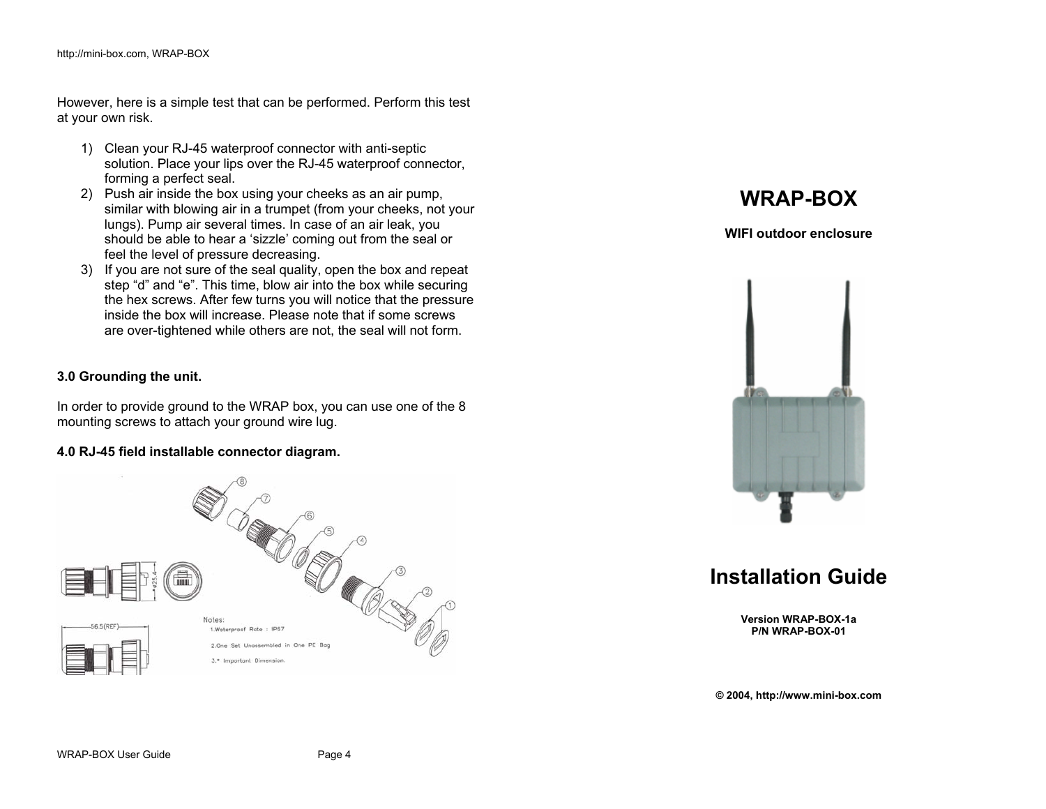However, here is a simple test that can be performed. Perform this test at your own risk.

1) Clean your RJ-45 waterproof connector with anti-septic solution. Place your lips over the RJ-45 waterproof connector, forming a perfect seal.
2) Push air inside the box using your cheeks as an air pump, similar with blowing air in a trumpet (from your cheeks, not your lungs). Pump air several times. In case of an air leak, you should be able to hear a 'sizzle' coming out from the seal or feel the level of pressure decreasing.
3) If you are not sure of the seal quality, open the box and repeat step "d" and "e". This time, blow air into the box while securing the hex screws. After few turns you will notice that the pressure inside the box will increase. Please note that if some screws are over-tightened while others are not, the seal will not form.

**3.0 Grounding the unit.**

In order to provide ground to the WRAP box, you can use one of the 8 mounting screws to attach your ground wire lug.

**4.0 RJ-45 field installable connector diagram.**

Notes:
1. Waterproof Rate : IP67
2. One Set Unassembled in One PE Bag
3.* Important Dimension.

# WRAP-BOX

**WIFI outdoor enclosure**

# Installation Guide

**Version WRAP-BOX-1a**
**P/N WRAP-BOX-01**

**© 2004, http://www.mini-box.com**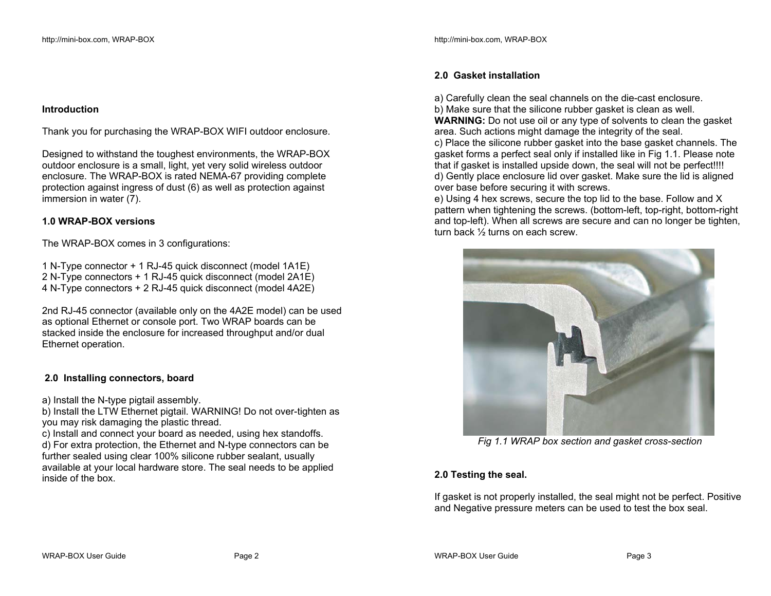## Introduction

Thank you for purchasing the WRAP-BOX WIFI outdoor enclosure.

Designed to withstand the toughest environments, the WRAP-BOX outdoor enclosure is a small, light, yet very solid wireless outdoor enclosure. The WRAP-BOX is rated NEMA-67 providing complete protection against ingress of dust (6) as well as protection against immersion in water (7).

## 1.0 WRAP-BOX versions

The WRAP-BOX comes in 3 configurations:

1 N-Type connector + 1 RJ-45 quick disconnect (model 1A1E)
2 N-Type connectors + 1 RJ-45 quick disconnect (model 2A1E)
4 N-Type connectors + 2 RJ-45 quick disconnect (model 4A2E)

2nd RJ-45 connector (available only on the 4A2E model) can be used as optional Ethernet or console port. Two WRAP boards can be stacked inside the enclosure for increased throughput and/or dual Ethernet operation.

## 2.0 Installing connectors, board

a) Install the N-type pigtail assembly.
b) Install the LTW Ethernet pigtail. WARNING! Do not over-tighten as you may risk damaging the plastic thread.
c) Install and connect your board as needed, using hex standoffs.
d) For extra protection, the Ethernet and N-type connectors can be further sealed using clear 100% silicone rubber sealant, usually available at your local hardware store. The seal needs to be applied inside of the box.

## 2.0 Gasket installation

a) Carefully clean the seal channels on the die-cast enclosure.
b) Make sure that the silicone rubber gasket is clean as well.
**WARNING:** Do not use oil or any type of solvents to clean the gasket area. Such actions might damage the integrity of the seal.
c) Place the silicone rubber gasket into the base gasket channels. The gasket forms a perfect seal only if installed like in Fig 1.1. Please note that if gasket is installed upside down, the seal will not be perfect!!!!
d) Gently place enclosure lid over gasket. Make sure the lid is aligned over base before securing it with screws.
e) Using 4 hex screws, secure the top lid to the base. Follow and X pattern when tightening the screws. (bottom-left, top-right, bottom-right and top-left). When all screws are secure and can no longer be tighten, turn back ½ turns on each screw.

*Fig 1.1 WRAP box section and gasket cross-section*

## 2.0 Testing the seal.

If gasket is not properly installed, the seal might not be perfect. Positive and Negative pressure meters can be used to test the box seal.